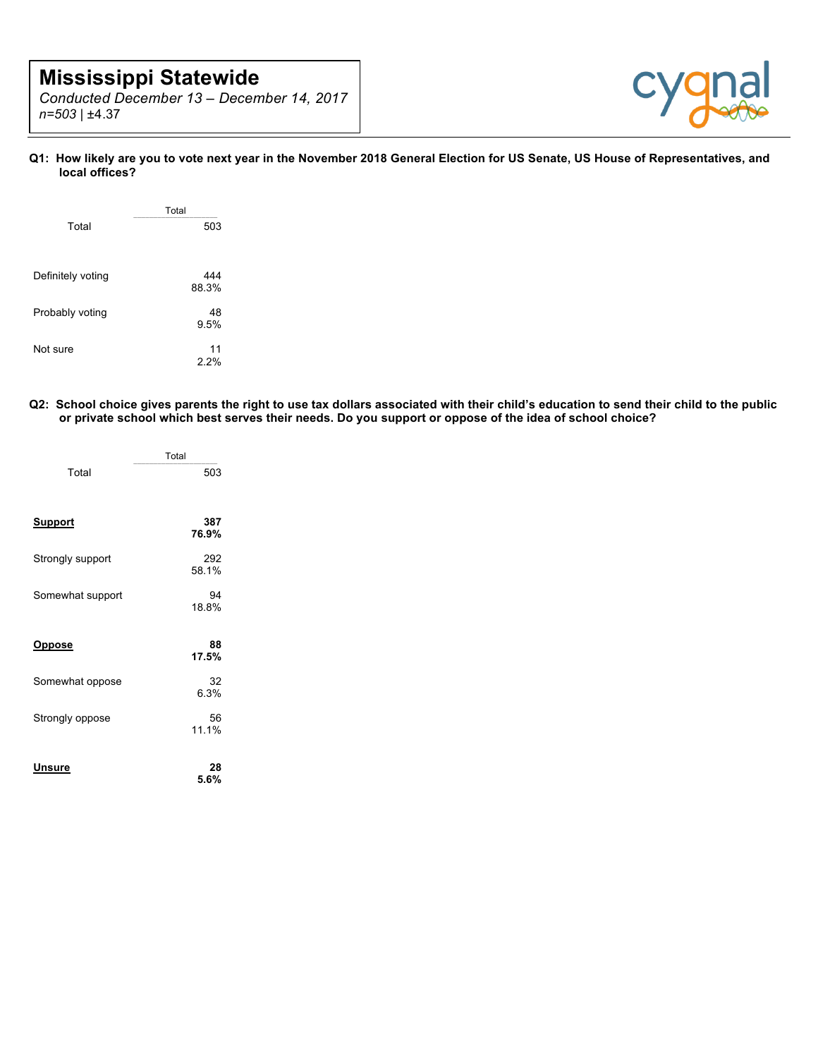# Mississippi Statewide

*Conducted December 13 – December 14, 2017*
*n=503* | ±4.37

**Q1: How likely are you to vote next year in the November 2018 General Election for US Senate, US House of Representatives, and local offices?**

| | Total |
|---|---|
| Total | 503 |
| Definitely voting | 444<br>88.3% |
| Probably voting | 48<br>9.5% |
| Not sure | 11<br>2.2% |

**Q2: School choice gives parents the right to use tax dollars associated with their child's education to send their child to the public or private school which best serves their needs. Do you support or oppose of the idea of school choice?**

| | Total |
|---|---|
| Total | 503 |
| **Support** | **387**<br>**76.9%** |
| Strongly support | 292<br>58.1% |
| Somewhat support | 94<br>18.8% |
| **Oppose** | **88**<br>**17.5%** |
| Somewhat oppose | 32<br>6.3% |
| Strongly oppose | 56<br>11.1% |
| **Unsure** | **28**<br>**5.6%** |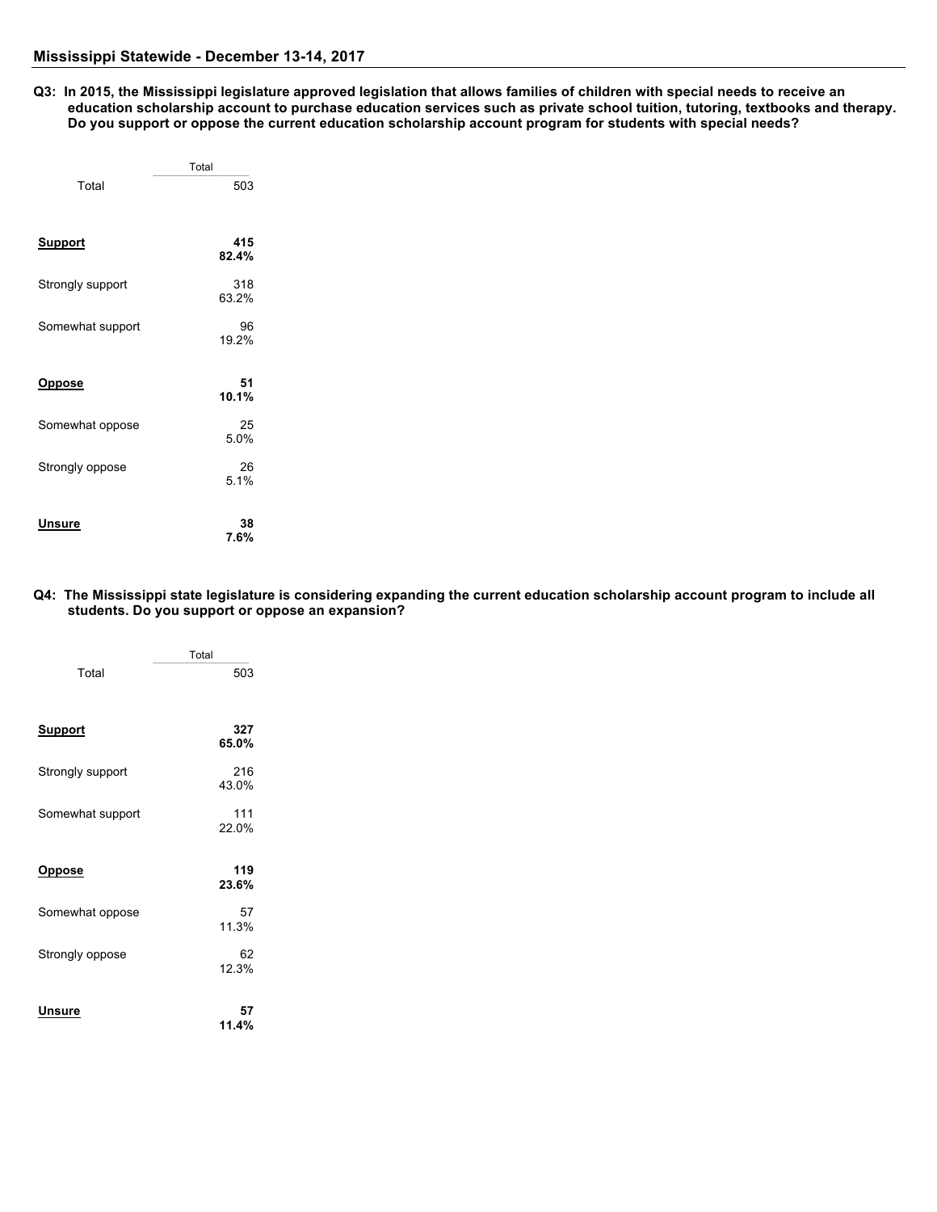## Mississippi Statewide - December 13-14, 2017

**Q3: In 2015, the Mississippi legislature approved legislation that allows families of children with special needs to receive an education scholarship account to purchase education services such as private school tuition, tutoring, textbooks and therapy. Do you support or oppose the current education scholarship account program for students with special needs?**

| | Total |
|---|---|
| Total | 503 |
| **Support** | **415**<br>**82.4%** |
| Strongly support | 318<br>63.2% |
| Somewhat support | 96<br>19.2% |
| **Oppose** | **51**<br>**10.1%** |
| Somewhat oppose | 25<br>5.0% |
| Strongly oppose | 26<br>5.1% |
| **Unsure** | **38**<br>**7.6%** |

**Q4: The Mississippi state legislature is considering expanding the current education scholarship account program to include all students. Do you support or oppose an expansion?**

| | Total |
|---|---|
| Total | 503 |
| **Support** | **327**<br>**65.0%** |
| Strongly support | 216<br>43.0% |
| Somewhat support | 111<br>22.0% |
| **Oppose** | **119**<br>**23.6%** |
| Somewhat oppose | 57<br>11.3% |
| Strongly oppose | 62<br>12.3% |
| **Unsure** | **57**<br>**11.4%** |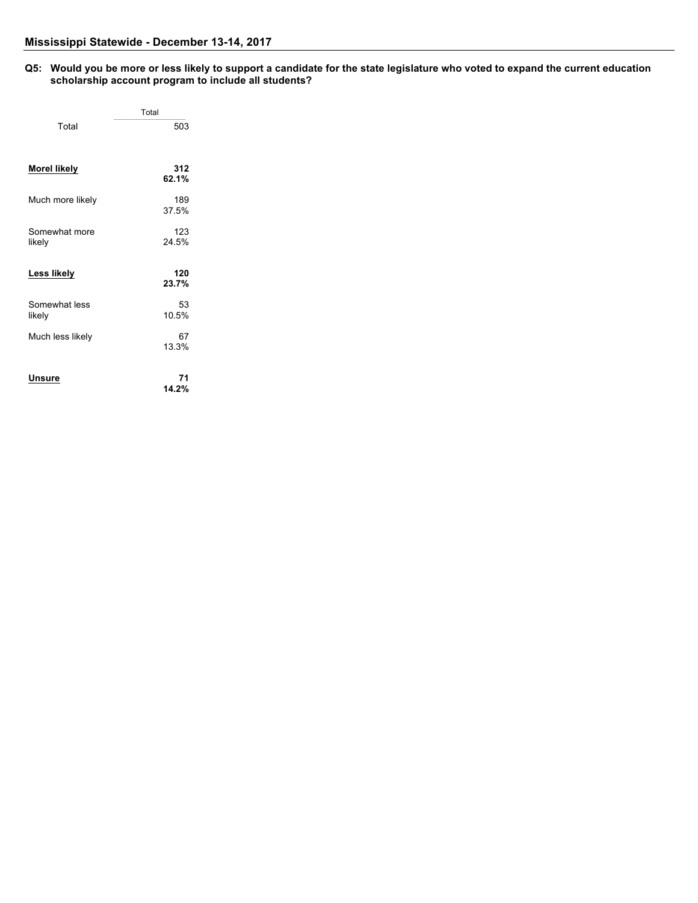## Mississippi Statewide - December 13-14, 2017

**Q5: Would you be more or less likely to support a candidate for the state legislature who voted to expand the current education scholarship account program to include all students?**

| | Total |
|---|---|
| Total | 503 |
| **Morel likely** | **312**<br>**62.1%** |
| Much more likely | 189<br>37.5% |
| Somewhat more likely | 123<br>24.5% |
| **Less likely** | **120**<br>**23.7%** |
| Somewhat less likely | 53<br>10.5% |
| Much less likely | 67<br>13.3% |
| **Unsure** | **71**<br>**14.2%** |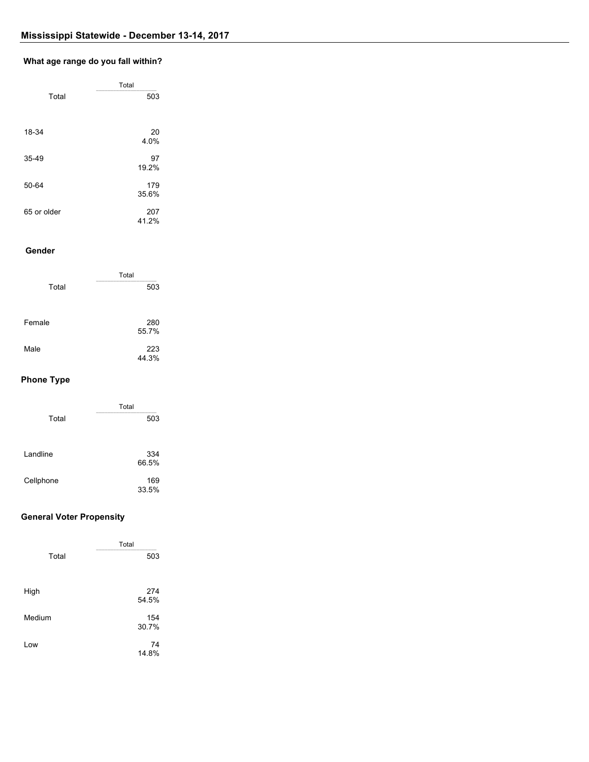## Mississippi Statewide - December 13-14, 2017

### What age range do you fall within?

| | Total |
|---|---|
| Total | 503 |
| 18-34 | 20<br>4.0% |
| 35-49 | 97<br>19.2% |
| 50-64 | 179<br>35.6% |
| 65 or older | 207<br>41.2% |

### Gender

| | Total |
|---|---|
| Total | 503 |
| Female | 280<br>55.7% |
| Male | 223<br>44.3% |

### Phone Type

| | Total |
|---|---|
| Total | 503 |
| Landline | 334<br>66.5% |
| Cellphone | 169<br>33.5% |

### General Voter Propensity

| | Total |
|---|---|
| Total | 503 |
| High | 274<br>54.5% |
| Medium | 154<br>30.7% |
| Low | 74<br>14.8% |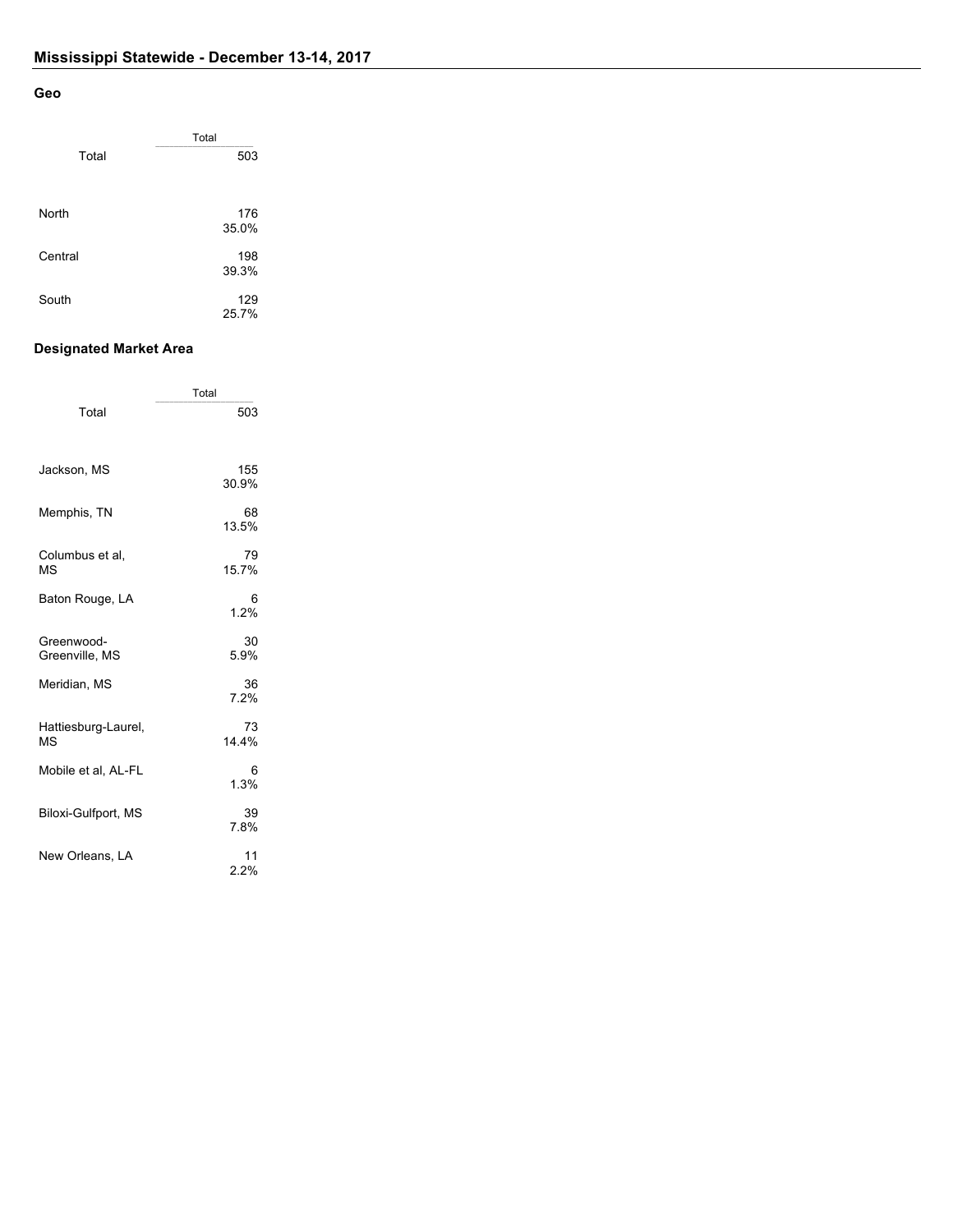## Mississippi Statewide - December 13-14, 2017

### Geo

| | Total |
|---|---|
| Total | 503 |
| North | 176<br>35.0% |
| Central | 198<br>39.3% |
| South | 129<br>25.7% |

### Designated Market Area

| | Total |
|---|---|
| Total | 503 |
| Jackson, MS | 155<br>30.9% |
| Memphis, TN | 68<br>13.5% |
| Columbus et al, MS | 79<br>15.7% |
| Baton Rouge, LA | 6<br>1.2% |
| Greenwood-Greenville, MS | 30<br>5.9% |
| Meridian, MS | 36<br>7.2% |
| Hattiesburg-Laurel, MS | 73<br>14.4% |
| Mobile et al, AL-FL | 6<br>1.3% |
| Biloxi-Gulfport, MS | 39<br>7.8% |
| New Orleans, LA | 11<br>2.2% |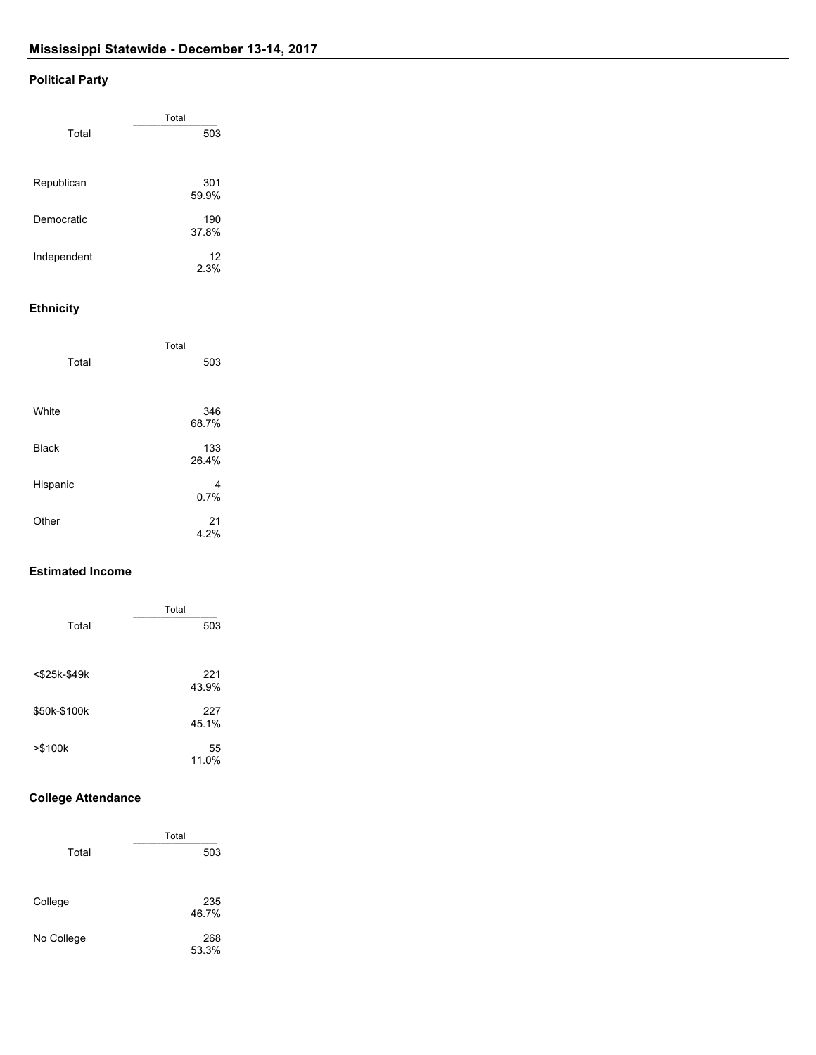## Mississippi Statewide - December 13-14, 2017

### Political Party

| | Total |
|---|---|
| Total | 503 |
| Republican | 301<br>59.9% |
| Democratic | 190<br>37.8% |
| Independent | 12<br>2.3% |

### Ethnicity

| | Total |
|---|---|
| Total | 503 |
| White | 346<br>68.7% |
| Black | 133<br>26.4% |
| Hispanic | 4<br>0.7% |
| Other | 21<br>4.2% |

### Estimated Income

| | Total |
|---|---|
| Total | 503 |
| <$25k-$49k | 221<br>43.9% |
| $50k-$100k | 227<br>45.1% |
| >$100k | 55<br>11.0% |

### College Attendance

| | Total |
|---|---|
| Total | 503 |
| College | 235<br>46.7% |
| No College | 268<br>53.3% |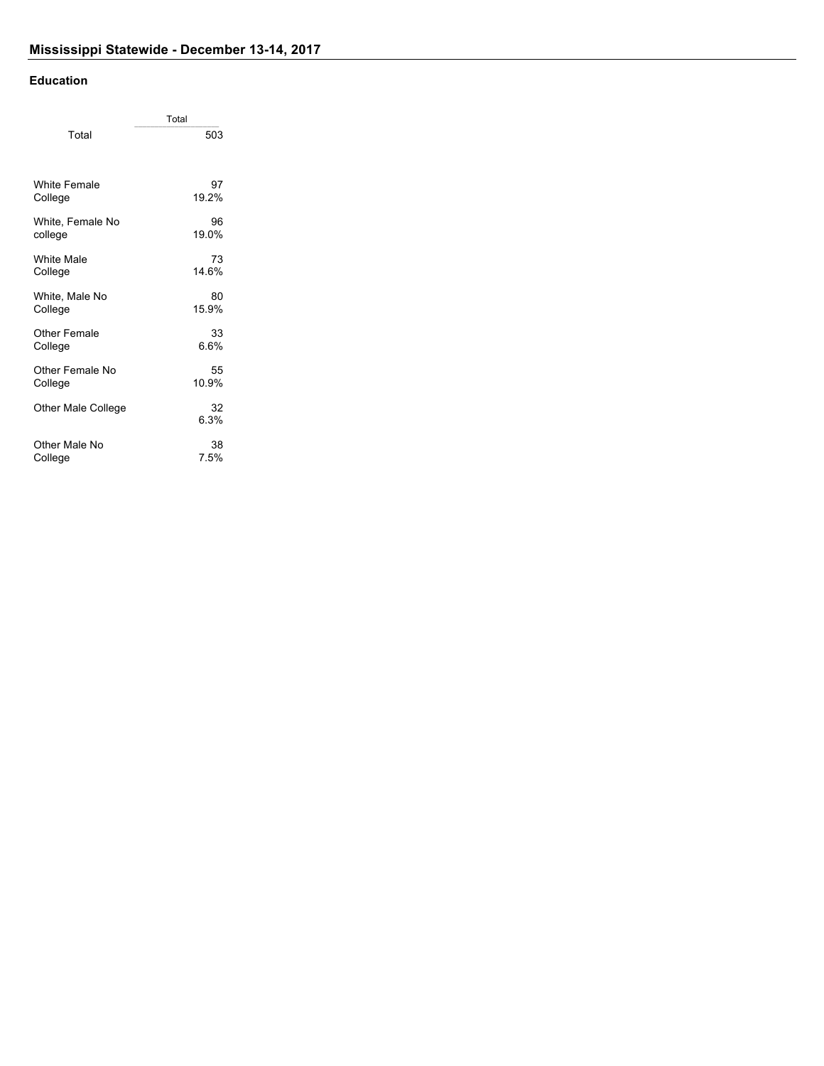## Mississippi Statewide - December 13-14, 2017

### Education

| | Total |
|---|---|
| Total | 503 |
| White Female College | 97<br>19.2% |
| White, Female No college | 96<br>19.0% |
| White Male College | 73<br>14.6% |
| White, Male No College | 80<br>15.9% |
| Other Female College | 33<br>6.6% |
| Other Female No College | 55<br>10.9% |
| Other Male College | 32<br>6.3% |
| Other Male No College | 38<br>7.5% |